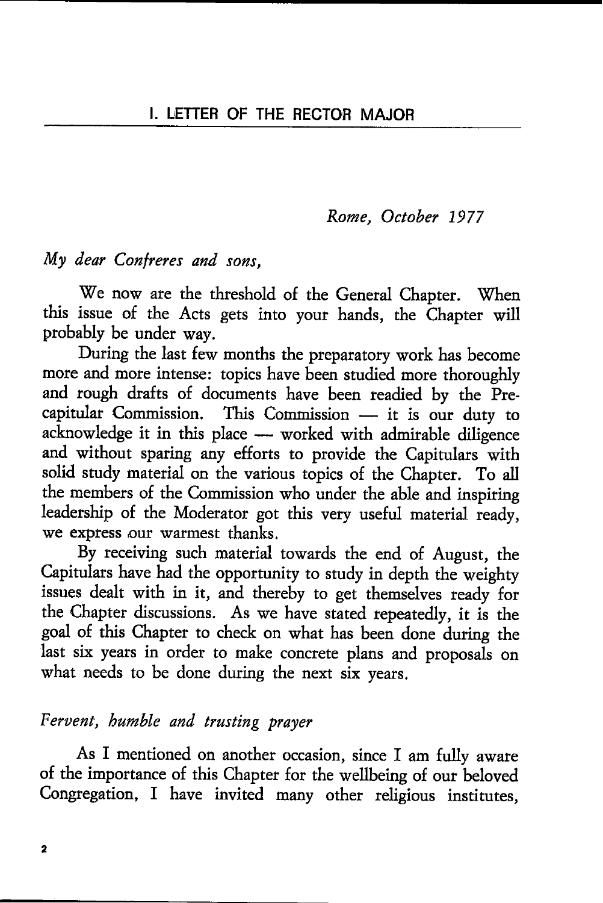# I. LETTER OF THE RECTOR MAJOR

*Rome, October 1977*

*My dear Confreres and sons,*

We now are the threshold of the General Chapter. When this issue of the Acts gets into your hands, the Chapter will probably be under way.

During the last few months the preparatory work has become more and more intense: topics have been studied more thoroughly and rough drafts of documents have been readied by the Precapitular Commission. This Commission — it is our duty to acknowledge it in this place — worked with admirable diligence and without sparing any efforts to provide the Capitulars with solid study material on the various topics of the Chapter. To all the members of the Commission who under the able and inspiring leadership of the Moderator got this very useful material ready, we express our warmest thanks.

By receiving such material towards the end of August, the Capitulars have had the opportunity to study in depth the weighty issues dealt with in it, and thereby to get themselves ready for the Chapter discussions. As we have stated repeatedly, it is the goal of this Chapter to check on what has been done during the last six years in order to make concrete plans and proposals on what needs to be done during the next six years.

## *Fervent, humble and trusting prayer*

As I mentioned on another occasion, since I am fully aware of the importance of this Chapter for the wellbeing of our beloved Congregation, I have invited many other religious institutes,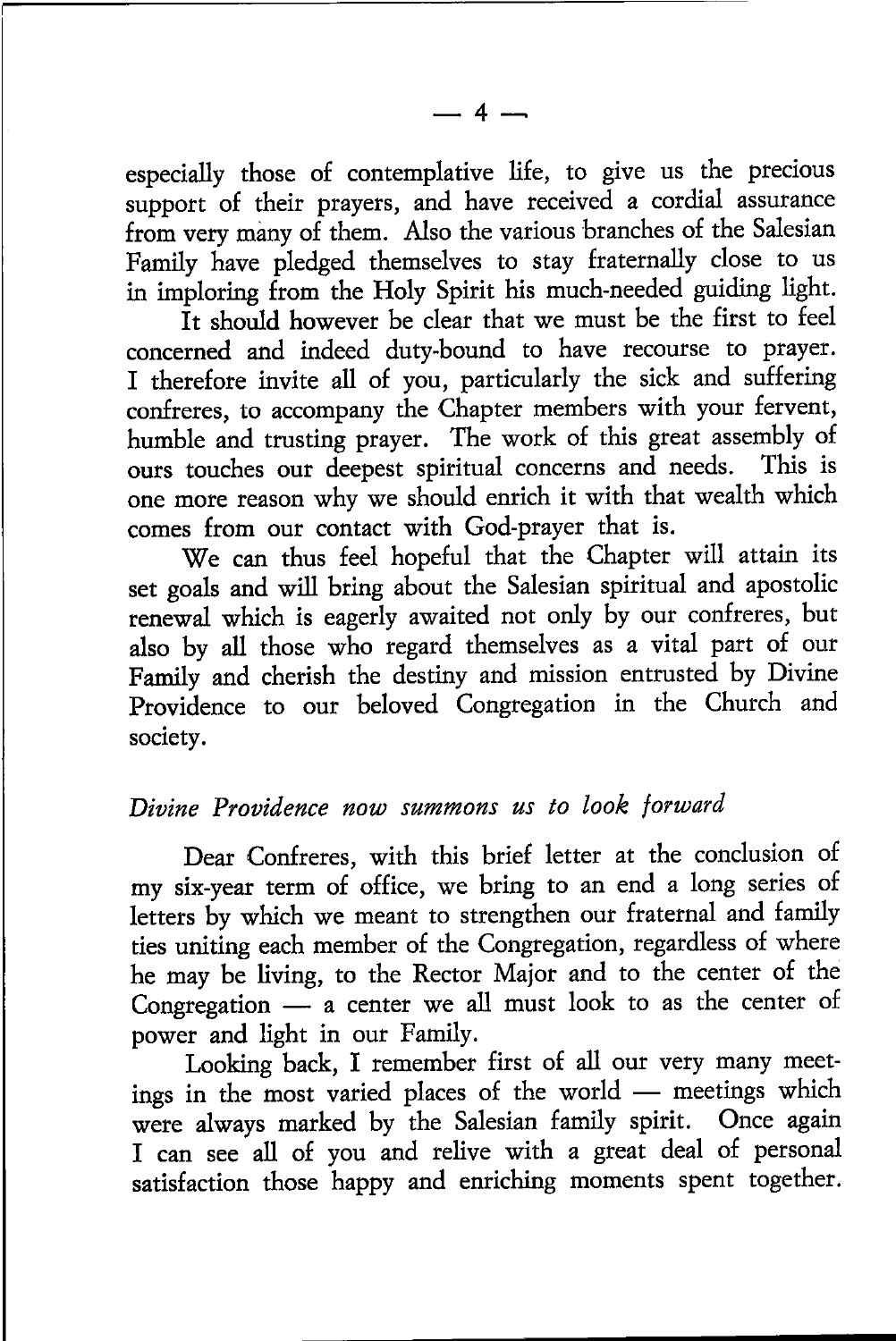especially those of contemplative life, to give us the precious support of their prayers, and have received a cordial assurance from very many of them. Also the various branches of the Salesian Family have pledged themselves to stay fraternally close to us in imploring from the Holy Spirit his much-needed guiding light.

It should however be clear that we must be the first to feel concerned and indeed duty-bound to have recourse to prayer. I therefore invite all of you, particularly the sick and suffering confreres, to accompany the Chapter members with your fervent, humble and trusting prayer. The work of this great assembly of ours touches our deepest spiritual concerns and needs. This is one more reason why we should enrich it with that wealth which comes from our contact with God-prayer that is.

We can thus feel hopeful that the Chapter will attain its set goals and will bring about the Salesian spiritual and apostolic renewal which is eagerly awaited not only by our confreres, but also by all those who regard themselves as a vital part of our Family and cherish the destiny and mission entrusted by Divine Providence to our beloved Congregation in the Church and society.

## *Divine Providence now summons us to look forward*

Dear Confreres, with this brief letter at the conclusion of my six-year term of office, we bring to an end a long series of letters by which we meant to strengthen our fraternal and family ties uniting each member of the Congregation, regardless of where he may be living, to the Rector Major and to the center of the Congregation — a center we all must look to as the center of power and light in our Family.

Looking back, I remember first of all our very many meetings in the most varied places of the world — meetings which were always marked by the Salesian family spirit. Once again I can see all of you and relive with a great deal of personal satisfaction those happy and enriching moments spent together.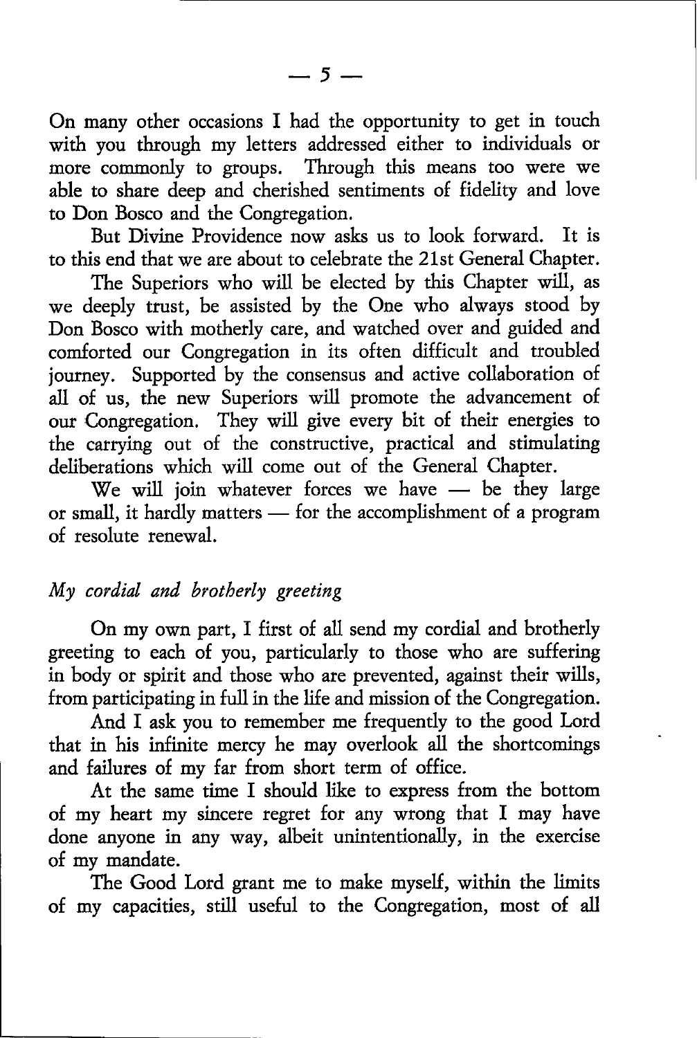On many other occasions I had the opportunity to get in touch with you through my letters addressed either to individuals or more commonly to groups. Through this means too were we able to share deep and cherished sentiments of fidelity and love to Don Bosco and the Congregation.

But Divine Providence now asks us to look forward. It is to this end that we are about to celebrate the 21st General Chapter.

The Superiors who will be elected by this Chapter will, as we deeply trust, be assisted by the One who always stood by Don Bosco with motherly care, and watched over and guided and comforted our Congregation in its often difficult and troubled journey. Supported by the consensus and active collaboration of all of us, the new Superiors will promote the advancement of our Congregation. They will give every bit of their energies to the carrying out of the constructive, practical and stimulating deliberations which will come out of the General Chapter.

We will join whatever forces we have — be they large or small, it hardly matters — for the accomplishment of a program of resolute renewal.

*My cordial and brotherly greeting*

On my own part, I first of all send my cordial and brotherly greeting to each of you, particularly to those who are suffering in body or spirit and those who are prevented, against their wills, from participating in full in the life and mission of the Congregation.

And I ask you to remember me frequently to the good Lord that in his infinite mercy he may overlook all the shortcomings and failures of my far from short term of office.

At the same time I should like to express from the bottom of my heart my sincere regret for any wrong that I may have done anyone in any way, albeit unintentionally, in the exercise of my mandate.

The Good Lord grant me to make myself, within the limits of my capacities, still useful to the Congregation, most of all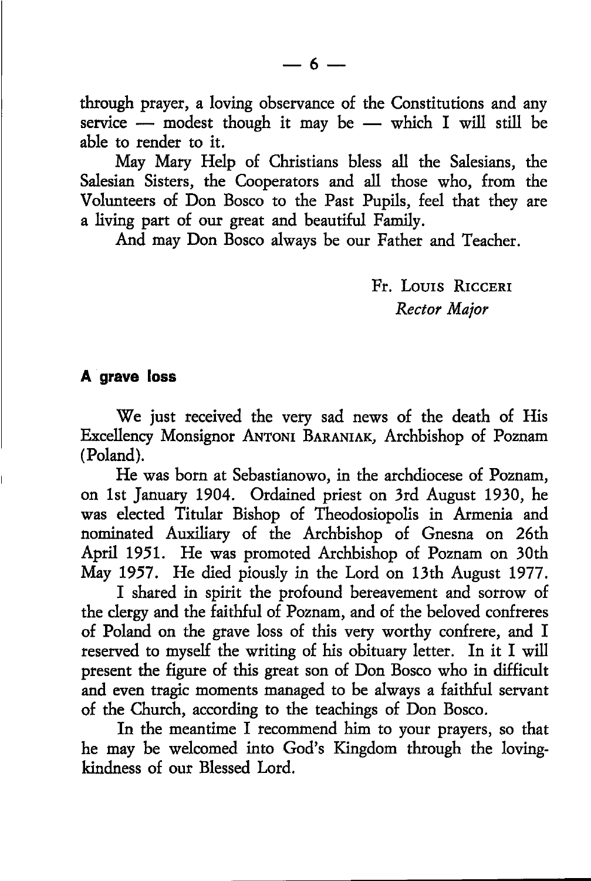through prayer, a loving observance of the Constitutions and any service — modest though it may be — which I will still be able to render to it.

May Mary Help of Christians bless all the Salesians, the Salesian Sisters, the Cooperators and all those who, from the Volunteers of Don Bosco to the Past Pupils, feel that they are a living part of our great and beautiful Family.

And may Don Bosco always be our Father and Teacher.

Fr. Louis Ricceri
*Rector Major*

### A grave loss

We just received the very sad news of the death of His Excellency Monsignor Antoni Baraniak, Archbishop of Poznam (Poland).

He was born at Sebastianowo, in the archdiocese of Poznam, on 1st January 1904. Ordained priest on 3rd August 1930, he was elected Titular Bishop of Theodosiopolis in Armenia and nominated Auxiliary of the Archbishop of Gnesna on 26th April 1951. He was promoted Archbishop of Poznam on 30th May 1957. He died piously in the Lord on 13th August 1977.

I shared in spirit the profound bereavement and sorrow of the clergy and the faithful of Poznam, and of the beloved confreres of Poland on the grave loss of this very worthy confrere, and I reserved to myself the writing of his obituary letter. In it I will present the figure of this great son of Don Bosco who in difficult and even tragic moments managed to be always a faithful servant of the Church, according to the teachings of Don Bosco.

In the meantime I recommend him to your prayers, so that he may be welcomed into God's Kingdom through the loving-kindness of our Blessed Lord.